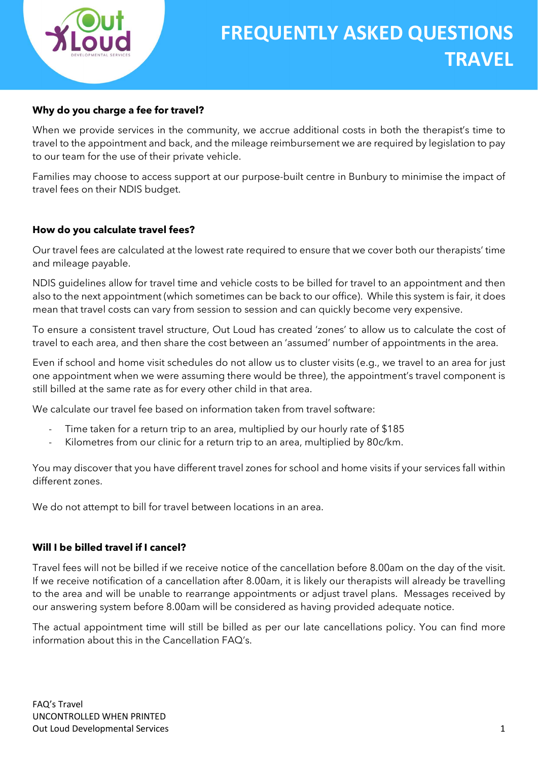# FREQUENTLY ASKED QUESTIONS TRAVEL

**Why do you charge a fee for travel?**

When we provide services in the community, we accrue additional costs in both the therapist's time to travel to the appointment and back, and the mileage reimbursement we are required by legislation to pay to our team for the use of their private vehicle.

Families may choose to access support at our purpose-built centre in Bunbury to minimise the impact of travel fees on their NDIS budget.

**How do you calculate travel fees?**

Our travel fees are calculated at the lowest rate required to ensure that we cover both our therapists' time and mileage payable.

NDIS guidelines allow for travel time and vehicle costs to be billed for travel to an appointment and then also to the next appointment (which sometimes can be back to our office). While this system is fair, it does mean that travel costs can vary from session to session and can quickly become very expensive.

To ensure a consistent travel structure, Out Loud has created 'zones' to allow us to calculate the cost of travel to each area, and then share the cost between an 'assumed' number of appointments in the area.

Even if school and home visit schedules do not allow us to cluster visits (e.g., we travel to an area for just one appointment when we were assuming there would be three), the appointment's travel component is still billed at the same rate as for every other child in that area.

We calculate our travel fee based on information taken from travel software:

- Time taken for a return trip to an area, multiplied by our hourly rate of $185
- Kilometres from our clinic for a return trip to an area, multiplied by 80c/km.

You may discover that you have different travel zones for school and home visits if your services fall within different zones.

We do not attempt to bill for travel between locations in an area.

**Will I be billed travel if I cancel?**

Travel fees will not be billed if we receive notice of the cancellation before 8.00am on the day of the visit. If we receive notification of a cancellation after 8.00am, it is likely our therapists will already be travelling to the area and will be unable to rearrange appointments or adjust travel plans. Messages received by our answering system before 8.00am will be considered as having provided adequate notice.

The actual appointment time will still be billed as per our late cancellations policy. You can find more information about this in the Cancellation FAQ's.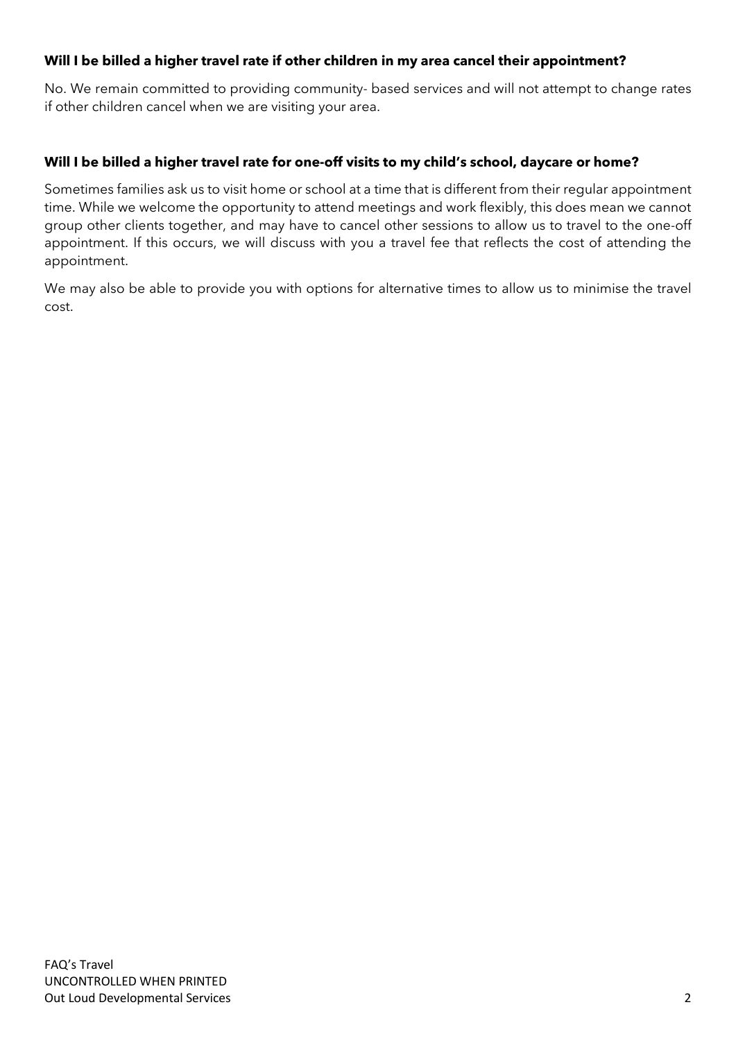**Will I be billed a higher travel rate if other children in my area cancel their appointment?**

No. We remain committed to providing community- based services and will not attempt to change rates if other children cancel when we are visiting your area.

**Will I be billed a higher travel rate for one-off visits to my child's school, daycare or home?**

Sometimes families ask us to visit home or school at a time that is different from their regular appointment time. While we welcome the opportunity to attend meetings and work flexibly, this does mean we cannot group other clients together, and may have to cancel other sessions to allow us to travel to the one-off appointment. If this occurs, we will discuss with you a travel fee that reflects the cost of attending the appointment.

We may also be able to provide you with options for alternative times to allow us to minimise the travel cost.